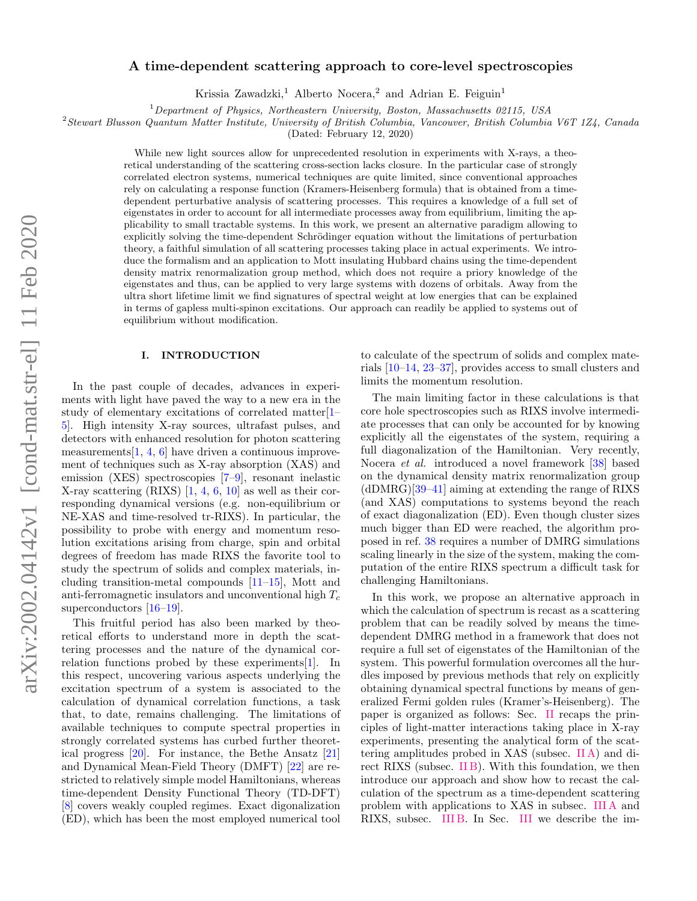# A time-dependent scattering approach to core-level spectroscopies

Krissia Zawadzki,[1] Alberto Nocera,[2] and Adrian E. Feiguin[1]

[1] *Department of Physics, Northeastern University, Boston, Massachusetts 02115, USA*
[2] *Stewart Blusson Quantum Matter Institute, University of British Columbia, Vancouver, British Columbia V6T 1Z4, Canada*

(Dated: February 12, 2020)

While new light sources allow for unprecedented resolution in experiments with X-rays, a theoretical understanding of the scattering cross-section lacks closure. In the particular case of strongly correlated electron systems, numerical techniques are quite limited, since conventional approaches rely on calculating a response function (Kramers-Heisenberg formula) that is obtained from a time-dependent perturbative analysis of scattering processes. This requires a knowledge of a full set of eigenstates in order to account for all intermediate processes away from equilibrium, limiting the applicability to small tractable systems. In this work, we present an alternative paradigm allowing to explicitly solving the time-dependent Schrödinger equation without the limitations of perturbation theory, a faithful simulation of all scattering processes taking place in actual experiments. We introduce the formalism and an application to Mott insulating Hubbard chains using the time-dependent density matrix renormalization group method, which does not require a priory knowledge of the eigenstates and thus, can be applied to very large systems with dozens of orbitals. Away from the ultra short lifetime limit we find signatures of spectral weight at low energies that can be explained in terms of gapless multi-spinon excitations. Our approach can readily be applied to systems out of equilibrium without modification.

## I. INTRODUCTION

In the past couple of decades, advances in experiments with light have paved the way to a new era in the study of elementary excitations of correlated matter[1–5]. High intensity X-ray sources, ultrafast pulses, and detectors with enhanced resolution for photon scattering measurements[1, 4, 6] have driven a continuous improvement of techniques such as X-ray absorption (XAS) and emission (XES) spectroscopies [7–9], resonant inelastic X-ray scattering (RIXS) [1, 4, 6, 10] as well as their corresponding dynamical versions (e.g. non-equilibrium or NE-XAS and time-resolved tr-RIXS). In particular, the possibility to probe with energy and momentum resolution excitations arising from charge, spin and orbital degrees of freedom has made RIXS the favorite tool to study the spectrum of solids and complex materials, including transition-metal compounds [11–15], Mott and anti-ferromagnetic insulators and unconventional high $T_c$ superconductors [16–19].

This fruitful period has also been marked by theoretical efforts to understand more in depth the scattering processes and the nature of the dynamical correlation functions probed by these experiments[1]. In this respect, uncovering various aspects underlying the excitation spectrum of a system is associated to the calculation of dynamical correlation functions, a task that, to date, remains challenging. The limitations of available techniques to compute spectral properties in strongly correlated systems has curbed further theoretical progress [20]. For instance, the Bethe Ansatz [21] and Dynamical Mean-Field Theory (DMFT) [22] are restricted to relatively simple model Hamiltonians, whereas time-dependent Density Functional Theory (TD-DFT) [8] covers weakly coupled regimes. Exact digonalization (ED), which has been the most employed numerical tool to calculate of the spectrum of solids and complex materials [10–14, 23–37], provides access to small clusters and limits the momentum resolution.

The main limiting factor in these calculations is that core hole spectroscopies such as RIXS involve intermediate processes that can only be accounted for by knowing explicitly all the eigenstates of the system, requiring a full diagonalization of the Hamiltonian. Very recently, Nocera *et al.* introduced a novel framework [38] based on the dynamical density matrix renormalization group (dDMRG)[39–41] aiming at extending the range of RIXS (and XAS) computations to systems beyond the reach of exact diagonalization (ED). Even though cluster sizes much bigger than ED were reached, the algorithm proposed in ref. 38 requires a number of DMRG simulations scaling linearly in the size of the system, making the computation of the entire RIXS spectrum a difficult task for challenging Hamiltonians.

In this work, we propose an alternative approach in which the calculation of spectrum is recast as a scattering problem that can be readily solved by means the time-dependent DMRG method in a framework that does not require a full set of eigenstates of the Hamiltonian of the system. This powerful formulation overcomes all the hurdles imposed by previous methods that rely on explicitly obtaining dynamical spectral functions by means of generalized Fermi golden rules (Kramer's-Heisenberg). The paper is organized as follows: Sec. II recaps the principles of light-matter interactions taking place in X-ray experiments, presenting the analytical form of the scattering amplitudes probed in XAS (subsec. II A) and direct RIXS (subsec. II B). With this foundation, we then introduce our approach and show how to recast the calculation of the spectrum as a time-dependent scattering problem with applications to XAS in subsec. III A and RIXS, subsec. III B. In Sec. III we describe the im-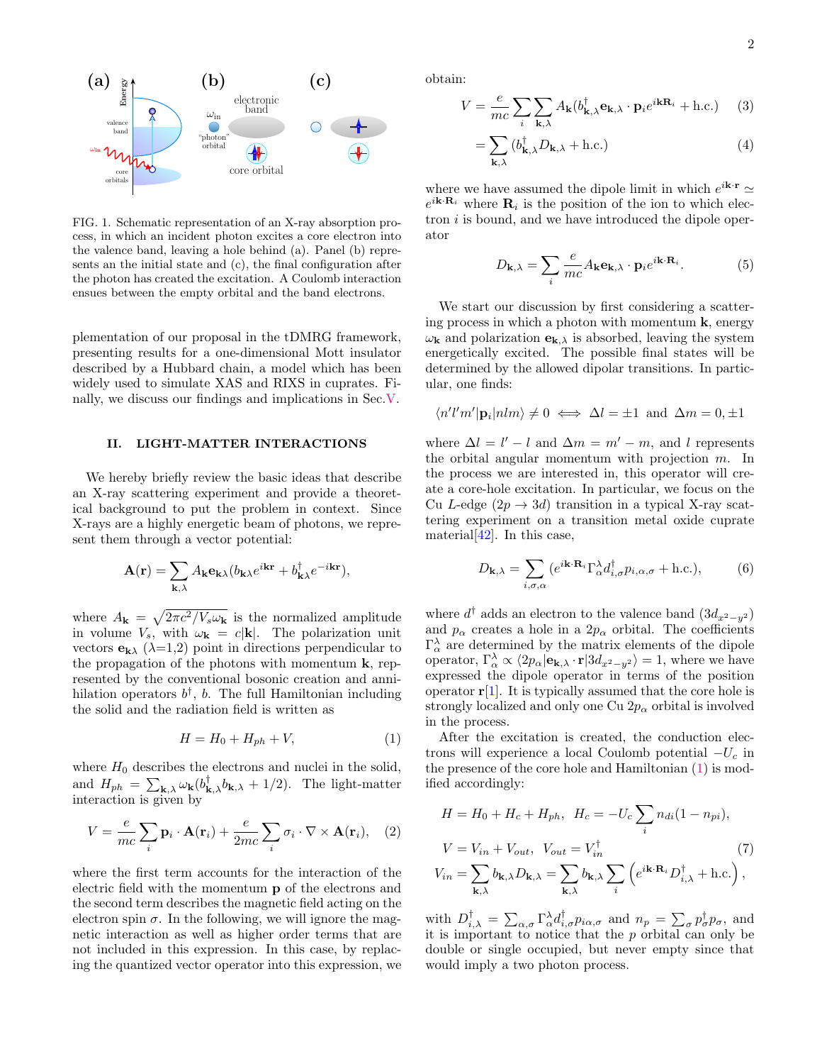FIG. 1. Schematic representation of an X-ray absorption process, in which an incident photon excites a core electron into the valence band, leaving a hole behind (a). Panel (b) represents an the initial state and (c), the final configuration after the photon has created the excitation. A Coulomb interaction ensues between the empty orbital and the band electrons.

plementation of our proposal in the tDMRG framework, presenting results for a one-dimensional Mott insulator described by a Hubbard chain, a model which has been widely used to simulate XAS and RIXS in cuprates. Finally, we discuss our findings and implications in Sec.V.

## II. LIGHT-MATTER INTERACTIONS

We hereby briefly review the basic ideas that describe an X-ray scattering experiment and provide a theoretical background to put the problem in context. Since X-rays are a highly energetic beam of photons, we represent them through a vector potential:

$$\mathbf{A}(\mathbf{r}) = \sum_{\mathbf{k},\lambda} A_{\mathbf{k}} \mathbf{e}_{\mathbf{k}\lambda}(b_{\mathbf{k}\lambda} e^{i\mathbf{kr}} + b^{\dagger}_{\mathbf{k}\lambda} e^{-i\mathbf{kr}}),$$

where $A_{\mathbf{k}} = \sqrt{2\pi c^2/V_s\omega_{\mathbf{k}}}$ is the normalized amplitude in volume $V_s$, with $\omega_{\mathbf{k}} = c|\mathbf{k}|$. The polarization unit vectors $\mathbf{e}_{\mathbf{k}\lambda}$ ($\lambda$=1,2) point in directions perpendicular to the propagation of the photons with momentum $\mathbf{k}$, represented by the conventional bosonic creation and annihilation operators $b^{\dagger}$, $b$. The full Hamiltonian including the solid and the radiation field is written as

$$H = H_0 + H_{ph} + V, \qquad (1)$$

where $H_0$ describes the electrons and nuclei in the solid, and $H_{ph} = \sum_{\mathbf{k},\lambda} \omega_{\mathbf{k}}(b^{\dagger}_{\mathbf{k},\lambda} b_{\mathbf{k},\lambda} + 1/2)$. The light-matter interaction is given by

$$V = \frac{e}{mc}\sum_i \mathbf{p}_i \cdot \mathbf{A}(\mathbf{r}_i) + \frac{e}{2mc}\sum_i \sigma_i \cdot \nabla \times \mathbf{A}(\mathbf{r}_i), \qquad (2)$$

where the first term accounts for the interaction of the electric field with the momentum $\mathbf{p}$ of the electrons and the second term describes the magnetic field acting on the electron spin $\sigma$. In the following, we will ignore the magnetic interaction as well as higher order terms that are not included in this expression. In this case, by replacing the quantized vector operator into this expression, we obtain:

$$V = \frac{e}{mc}\sum_i \sum_{\mathbf{k},\lambda} A_{\mathbf{k}} (b^{\dagger}_{\mathbf{k},\lambda} \mathbf{e}_{\mathbf{k},\lambda} \cdot \mathbf{p}_i e^{i\mathbf{k}\mathbf{R}_i} + \text{h.c.}) \qquad (3)$$

$$= \sum_{\mathbf{k},\lambda} (b^{\dagger}_{\mathbf{k},\lambda} D_{\mathbf{k},\lambda} + \text{h.c.}) \qquad (4)$$

where we have assumed the dipole limit in which $e^{i\mathbf{k}\cdot\mathbf{r}} \simeq e^{i\mathbf{k}\cdot\mathbf{R}_i}$ where $\mathbf{R}_i$ is the position of the ion to which electron $i$ is bound, and we have introduced the dipole operator

$$D_{\mathbf{k},\lambda} = \sum_i \frac{e}{mc} A_{\mathbf{k}} \mathbf{e}_{\mathbf{k},\lambda} \cdot \mathbf{p}_i e^{i\mathbf{k}\cdot\mathbf{R}_i}. \qquad (5)$$

We start our discussion by first considering a scattering process in which a photon with momentum $\mathbf{k}$, energy $\omega_{\mathbf{k}}$ and polarization $\mathbf{e}_{\mathbf{k},\lambda}$ is absorbed, leaving the system energetically excited. The possible final states will be determined by the allowed dipolar transitions. In particular, one finds:

$$\langle n'l'm'|\mathbf{p}_i|nlm\rangle \neq 0 \iff \Delta l = \pm 1 \text{ and } \Delta m = 0, \pm 1$$

where $\Delta l = l' - l$ and $\Delta m = m' - m$, and $l$ represents the orbital angular momentum with projection $m$. In the process we are interested in, this operator will create a core-hole excitation. In particular, we focus on the Cu $L$-edge ($2p \to 3d$) transition in a typical X-ray scattering experiment on a transition metal oxide cuprate material[42]. In this case,

$$D_{\mathbf{k},\lambda} = \sum_{i,\sigma,\alpha} (e^{i\mathbf{k}\cdot\mathbf{R}_i} \Gamma^{\lambda}_{\alpha} d^{\dagger}_{i,\sigma} p_{i,\alpha,\sigma} + \text{h.c.}), \qquad (6)$$

where $d^{\dagger}$ adds an electron to the valence band ($3d_{x^2-y^2}$) and $p_{\alpha}$ creates a hole in a $2p_{\alpha}$ orbital. The coefficients $\Gamma^{\lambda}_{\alpha}$ are determined by the matrix elements of the dipole operator, $\Gamma^{\lambda}_{\alpha} \propto \langle 2p_{\alpha}|\mathbf{e}_{\mathbf{k},\lambda} \cdot \mathbf{r}|3d_{x^2-y^2}\rangle = 1$, where we have expressed the dipole operator in terms of the position operator $\mathbf{r}$[1]. It is typically assumed that the core hole is strongly localized and only one Cu $2p_{\alpha}$ orbital is involved in the process.

After the excitation is created, the conduction electrons will experience a local Coulomb potential $-U_c$ in the presence of the core hole and Hamiltonian (1) is modified accordingly:

$$H = H_0 + H_c + H_{ph}, \quad H_c = -U_c \sum_i n_{di}(1 - n_{pi}),$$

$$V = V_{in} + V_{out}, \quad V_{out} = V^{\dagger}_{in} \qquad (7)$$

$$V_{in} = \sum_{\mathbf{k},\lambda} b_{\mathbf{k},\lambda} D_{\mathbf{k},\lambda} = \sum_{\mathbf{k},\lambda} b_{\mathbf{k},\lambda} \sum_i \left(e^{i\mathbf{k}\cdot\mathbf{R}_i} D^{\dagger}_{i,\lambda} + \text{h.c.}\right),$$

with $D^{\dagger}_{i,\lambda} = \sum_{\alpha,\sigma} \Gamma^{\lambda}_{\alpha} d^{\dagger}_{i,\sigma} p_{i\alpha,\sigma}$ and $n_p = \sum_{\sigma} p^{\dagger}_{\sigma} p_{\sigma}$, and it is important to notice that the $p$ orbital can only be double or single occupied, but never empty since that would imply a two photon process.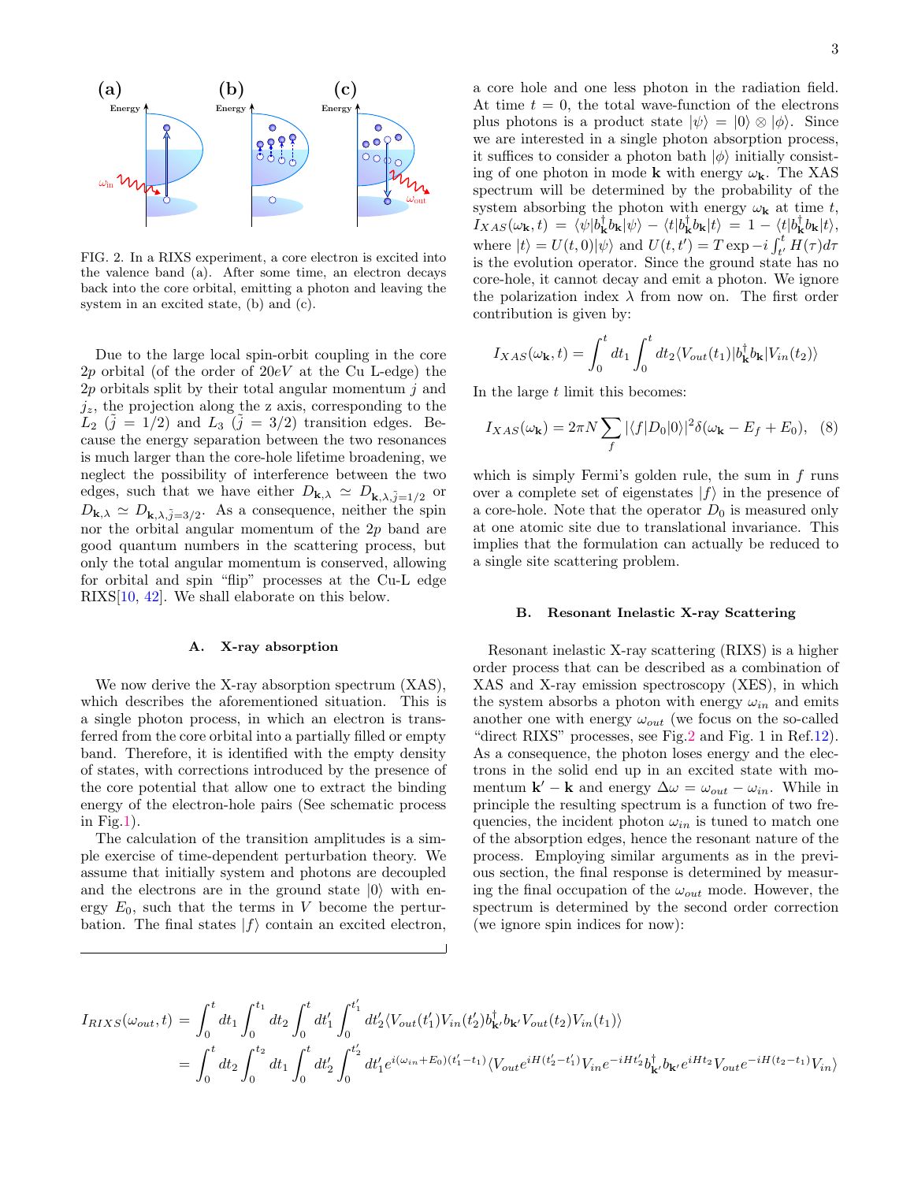FIG. 2. In a RIXS experiment, a core electron is excited into the valence band (a). After some time, an electron decays back into the core orbital, emitting a photon and leaving the system in an excited state, (b) and (c).

Due to the large local spin-orbit coupling in the core $2p$ orbital (of the order of $20eV$ at the Cu L-edge) the $2p$ orbitals split by their total angular momentum $j$ and $j_z$, the projection along the z axis, corresponding to the $L_2$ ($\tilde{j}=1/2$) and $L_3$ ($\tilde{j}=3/2$) transition edges. Because the energy separation between the two resonances is much larger than the core-hole lifetime broadening, we neglect the possibility of interference between the two edges, such that we have either $D_{\mathbf{k},\lambda} \simeq D_{\mathbf{k},\lambda,\tilde{j}=1/2}$ or $D_{\mathbf{k},\lambda} \simeq D_{\mathbf{k},\lambda,\tilde{j}=3/2}$. As a consequence, neither the spin nor the orbital angular momentum of the $2p$ band are good quantum numbers in the scattering process, but only the total angular momentum is conserved, allowing for orbital and spin "flip" processes at the Cu-L edge RIXS[10, 42]. We shall elaborate on this below.

### A. X-ray absorption

We now derive the X-ray absorption spectrum (XAS), which describes the aforementioned situation. This is a single photon process, in which an electron is transferred from the core orbital into a partially filled or empty band. Therefore, it is identified with the empty density of states, with corrections introduced by the presence of the core potential that allow one to extract the binding energy of the electron-hole pairs (See schematic process in Fig.1).

The calculation of the transition amplitudes is a simple exercise of time-dependent perturbation theory. We assume that initially system and photons are decoupled and the electrons are in the ground state $|0\rangle$ with energy $E_0$, such that the terms in $V$ become the perturbation. The final states $|f\rangle$ contain an excited electron, a core hole and one less photon in the radiation field. At time $t=0$, the total wave-function of the electrons plus photons is a product state $|\psi\rangle = |0\rangle \otimes |\phi\rangle$. Since we are interested in a single photon absorption process, it suffices to consider a photon bath $|\phi\rangle$ initially consisting of one photon in mode $\mathbf{k}$ with energy $\omega_{\mathbf{k}}$. The XAS spectrum will be determined by the probability of the system absorbing the photon with energy $\omega_{\mathbf{k}}$ at time $t$, $I_{XAS}(\omega_{\mathbf{k}},t) = \langle\psi|b^\dagger_{\mathbf{k}}b_{\mathbf{k}}|\psi\rangle - \langle t|b^\dagger_{\mathbf{k}}b_{\mathbf{k}}|t\rangle = 1 - \langle t|b^\dagger_{\mathbf{k}}b_{\mathbf{k}}|t\rangle$, where $|t\rangle = U(t,0)|\psi\rangle$ and $U(t,t') = T\exp -i\int_{t'}^{t} H(\tau)d\tau$ is the evolution operator. Since the ground state has no core-hole, it cannot decay and emit a photon. We ignore the polarization index $\lambda$ from now on. The first order contribution is given by:

$$I_{XAS}(\omega_{\mathbf{k}},t) = \int_0^t dt_1 \int_0^t dt_2 \langle V_{out}(t_1)|b^\dagger_{\mathbf{k}}b_{\mathbf{k}}|V_{in}(t_2)\rangle$$

In the large $t$ limit this becomes:

$$I_{XAS}(\omega_{\mathbf{k}}) = 2\pi N \sum_f |\langle f|D_0|0\rangle|^2 \delta(\omega_{\mathbf{k}} - E_f + E_0), \quad (8)$$

which is simply Fermi's golden rule, the sum in $f$ runs over a complete set of eigenstates $|f\rangle$ in the presence of a core-hole. Note that the operator $D_0$ is measured only at one atomic site due to translational invariance. This implies that the formulation can actually be reduced to a single site scattering problem.

### B. Resonant Inelastic X-ray Scattering

Resonant inelastic X-ray scattering (RIXS) is a higher order process that can be described as a combination of XAS and X-ray emission spectroscopy (XES), in which the system absorbs a photon with energy $\omega_{in}$ and emits another one with energy $\omega_{out}$ (we focus on the so-called "direct RIXS" processes, see Fig.2 and Fig. 1 in Ref.12). As a consequence, the photon loses energy and the electrons in the solid end up in an excited state with momentum $\mathbf{k}'-\mathbf{k}$ and energy $\Delta\omega = \omega_{out} - \omega_{in}$. While in principle the resulting spectrum is a function of two frequencies, the incident photon $\omega_{in}$ is tuned to match one of the absorption edges, hence the resonant nature of the process. Employing similar arguments as in the previous section, the final response is determined by measuring the final occupation of the $\omega_{out}$ mode. However, the spectrum is determined by the second order correction (we ignore spin indices for now):

$$\begin{aligned}
I_{RIXS}(\omega_{out},t) &= \int_0^t dt_1 \int_0^{t_1} dt_2 \int_0^t dt'_1 \int_0^{t'_1} dt'_2 \langle V_{out}(t'_1)V_{in}(t'_2) b^\dagger_{\mathbf{k}'}b_{\mathbf{k}'} V_{out}(t_2)V_{in}(t_1)\rangle \\
&= \int_0^t dt_2 \int_0^{t_2} dt_1 \int_0^t dt'_2 \int_0^{t'_2} dt'_1 e^{i(\omega_{in}+E_0)(t'_1-t_1)} \langle V_{out} e^{iH(t'_2-t'_1)} V_{in} e^{-iHt'_2} b^\dagger_{\mathbf{k}'}b_{\mathbf{k}'} e^{iHt_2} V_{out} e^{-iH(t_2-t_1)} V_{in}\rangle
\end{aligned}$$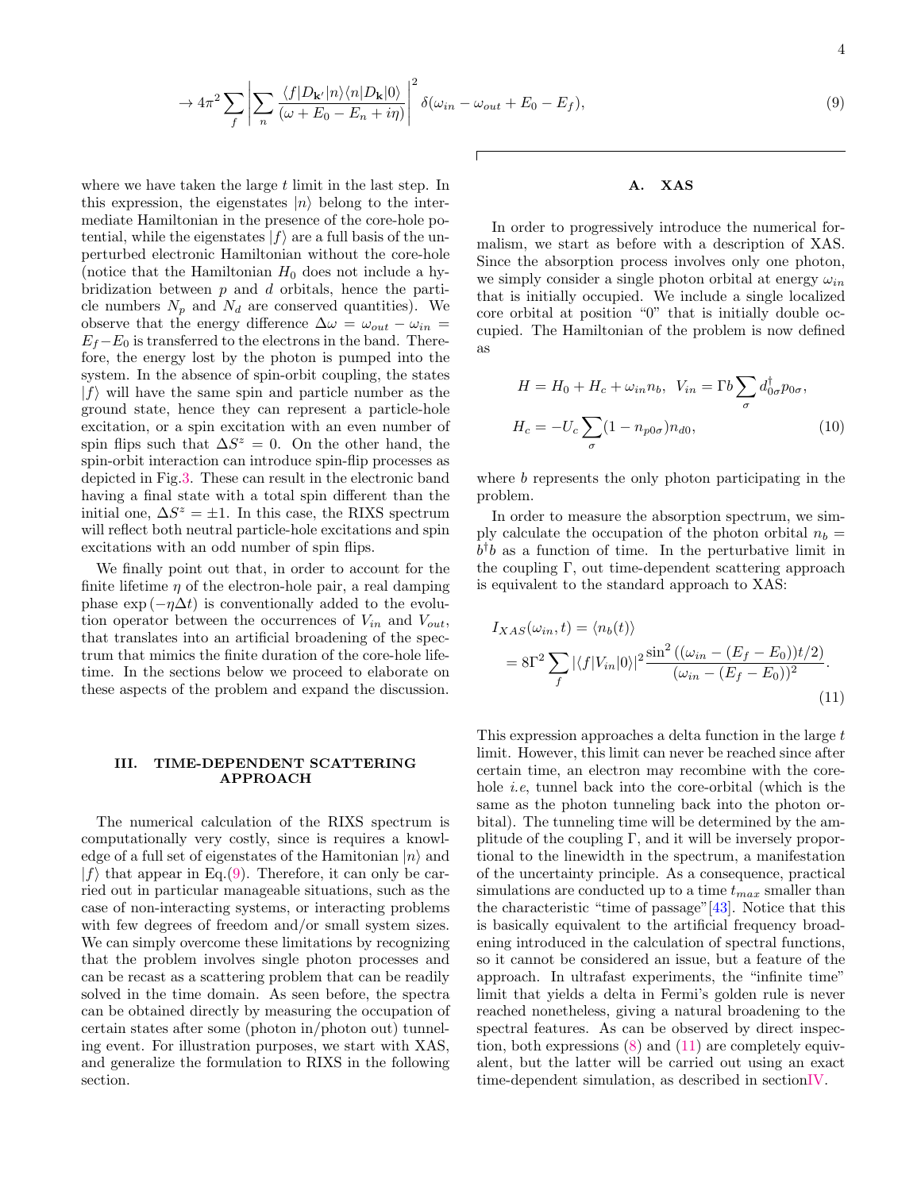$$
\rightarrow 4\pi^2 \sum_f \left| \sum_n \frac{\langle f|D_{\mathbf{k}'}|n\rangle\langle n|D_{\mathbf{k}}|0\rangle}{(\omega + E_0 - E_n + i\eta)} \right|^2 \delta(\omega_{in} - \omega_{out} + E_0 - E_f), \tag{9}
$$

where we have taken the large $t$ limit in the last step. In this expression, the eigenstates $|n\rangle$ belong to the intermediate Hamiltonian in the presence of the core-hole potential, while the eigenstates $|f\rangle$ are a full basis of the unperturbed electronic Hamiltonian without the core-hole (notice that the Hamiltonian $H_0$ does not include a hybridization between $p$ and $d$ orbitals, hence the particle numbers $N_p$ and $N_d$ are conserved quantities). We observe that the energy difference $\Delta\omega = \omega_{out} - \omega_{in} = E_f - E_0$ is transferred to the electrons in the band. Therefore, the energy lost by the photon is pumped into the system. In the absence of spin-orbit coupling, the states $|f\rangle$ will have the same spin and particle number as the ground state, hence they can represent a particle-hole excitation, or a spin excitation with an even number of spin flips such that $\Delta S^z = 0$. On the other hand, the spin-orbit interaction can introduce spin-flip processes as depicted in Fig.3. These can result in the electronic band having a final state with a total spin different than the initial one, $\Delta S^z = \pm 1$. In this case, the RIXS spectrum will reflect both neutral particle-hole excitations and spin excitations with an odd number of spin flips.

We finally point out that, in order to account for the finite lifetime $\eta$ of the electron-hole pair, a real damping phase $\exp(-\eta \Delta t)$ is conventionally added to the evolution operator between the occurrences of $V_{in}$ and $V_{out}$, that translates into an artificial broadening of the spectrum that mimics the finite duration of the core-hole lifetime. In the sections below we proceed to elaborate on these aspects of the problem and expand the discussion.

## III. TIME-DEPENDENT SCATTERING APPROACH

The numerical calculation of the RIXS spectrum is computationally very costly, since is requires a knowledge of a full set of eigenstates of the Hamitonian $|n\rangle$ and $|f\rangle$ that appear in Eq.(9). Therefore, it can only be carried out in particular manageable situations, such as the case of non-interacting systems, or interacting problems with few degrees of freedom and/or small system sizes. We can simply overcome these limitations by recognizing that the problem involves single photon processes and can be recast as a scattering problem that can be readily solved in the time domain. As seen before, the spectra can be obtained directly by measuring the occupation of certain states after some (photon in/photon out) tunneling event. For illustration purposes, we start with XAS, and generalize the formulation to RIXS in the following section.

### A. XAS

In order to progressively introduce the numerical formalism, we start as before with a description of XAS. Since the absorption process involves only one photon, we simply consider a single photon orbital at energy $\omega_{in}$ that is initially occupied. We include a single localized core orbital at position "0" that is initially double occupied. The Hamiltonian of the problem is now defined as

$$
\begin{aligned}
H &= H_0 + H_c + \omega_{in} n_b, \;\; V_{in} = \Gamma b \sum_\sigma d^\dagger_{0\sigma} p_{0\sigma}, \\
H_c &= -U_c \sum_\sigma (1 - n_{p0\sigma}) n_{d0},
\end{aligned} \tag{10}
$$

where $b$ represents the only photon participating in the problem.

In order to measure the absorption spectrum, we simply calculate the occupation of the photon orbital $n_b = b^\dagger b$ as a function of time. In the perturbative limit in the coupling $\Gamma$, out time-dependent scattering approach is equivalent to the standard approach to XAS:

$$
\begin{aligned}
I_{XAS}(\omega_{in}, t) &= \langle n_b(t) \rangle \\
&= 8\Gamma^2 \sum_f |\langle f|V_{in}|0\rangle|^2 \frac{\sin^2\left((\omega_{in} - (E_f - E_0))t/2\right)}{(\omega_{in} - (E_f - E_0))^2}.
\end{aligned} \tag{11}
$$

This expression approaches a delta function in the large $t$ limit. However, this limit can never be reached since after certain time, an electron may recombine with the core-hole *i.e*, tunnel back into the core-orbital (which is the same as the photon tunneling back into the photon orbital). The tunneling time will be determined by the amplitude of the coupling $\Gamma$, and it will be inversely proportional to the linewidth in the spectrum, a manifestation of the uncertainty principle. As a consequence, practical simulations are conducted up to a time $t_{max}$ smaller than the characteristic "time of passage"[43]. Notice that this is basically equivalent to the artificial frequency broadening introduced in the calculation of spectral functions, so it cannot be considered an issue, but a feature of the approach. In ultrafast experiments, the "infinite time" limit that yields a delta in Fermi's golden rule is never reached nonetheless, giving a natural broadening to the spectral features. As can be observed by direct inspection, both expressions (8) and (11) are completely equivalent, but the latter will be carried out using an exact time-dependent simulation, as described in sectionIV.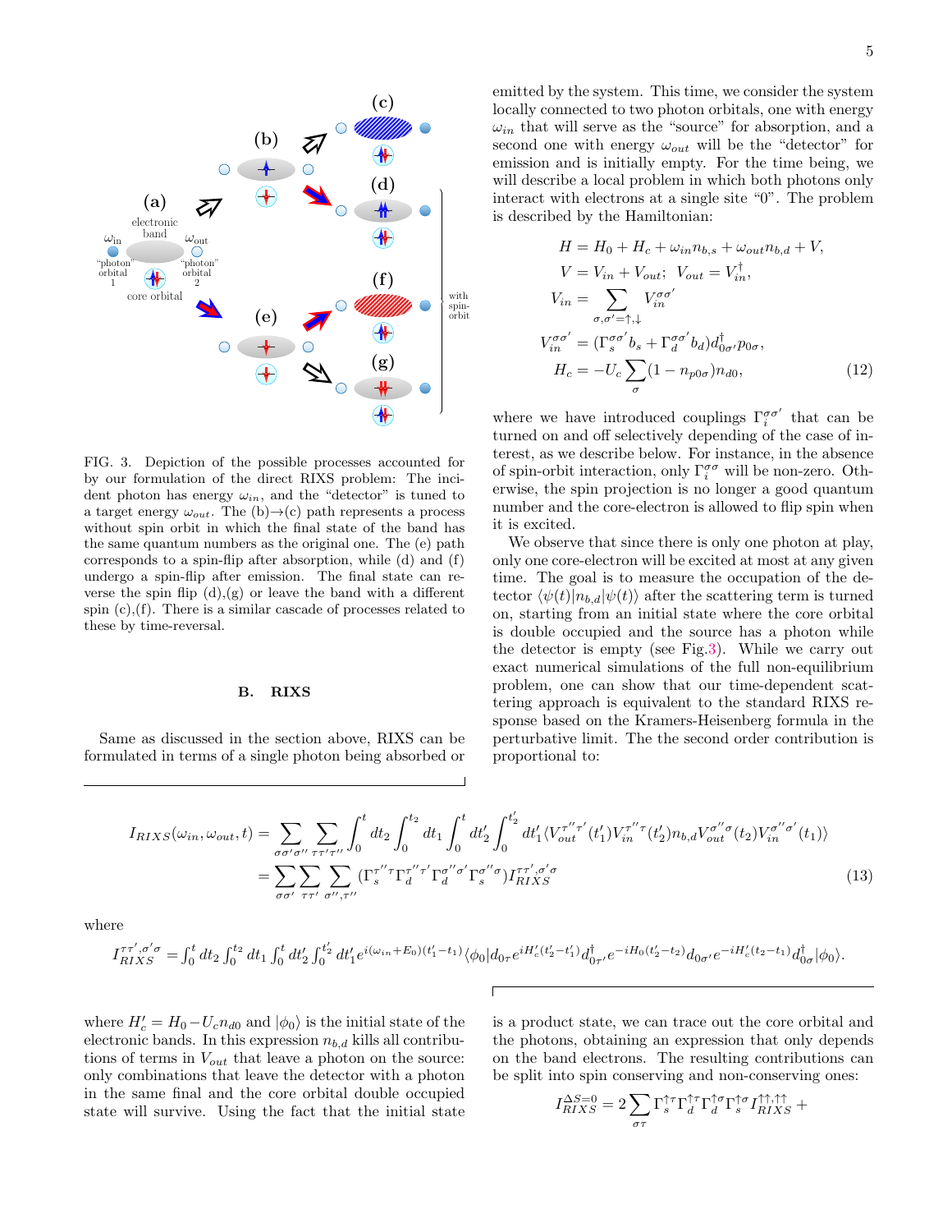FIG. 3. Depiction of the possible processes accounted for by our formulation of the direct RIXS problem: The incident photon has energy $\omega_{in}$, and the "detector" is tuned to a target energy $\omega_{out}$. The (b)→(c) path represents a process without spin orbit in which the final state of the band has the same quantum numbers as the original one. The (e) path corresponds to a spin-flip after absorption, while (d) and (f) undergo a spin-flip after emission. The final state can reverse the spin flip (d),(g) or leave the band with a different spin (c),(f). There is a similar cascade of processes related to these by time-reversal.

## B. RIXS

Same as discussed in the section above, RIXS can be formulated in terms of a single photon being absorbed or emitted by the system. This time, we consider the system locally connected to two photon orbitals, one with energy $\omega_{in}$ that will serve as the "source" for absorption, and a second one with energy $\omega_{out}$ will be the "detector" for emission and is initially empty. For the time being, we will describe a local problem in which both photons only interact with electrons at a single site "0". The problem is described by the Hamiltonian:

$$
\begin{aligned}
H &= H_0 + H_c + \omega_{in} n_{b,s} + \omega_{out} n_{b,d} + V, \\
V &= V_{in} + V_{out};\ \ V_{out} = V_{in}^{\dagger}, \\
V_{in} &= \sum_{\sigma,\sigma'=\uparrow,\downarrow} V_{in}^{\sigma\sigma'} \\
V_{in}^{\sigma\sigma'} &= (\Gamma_s^{\sigma\sigma'} b_s + \Gamma_d^{\sigma\sigma'} b_d) d^{\dagger}_{0\sigma'} p_{0\sigma}, \\
H_c &= -U_c \sum_{\sigma} (1 - n_{p0\sigma}) n_{d0},
\end{aligned}
\tag{12}
$$

where we have introduced couplings $\Gamma_i^{\sigma\sigma'}$ that can be turned on and off selectively depending of the case of interest, as we describe below. For instance, in the absence of spin-orbit interaction, only $\Gamma_i^{\sigma\sigma}$ will be non-zero. Otherwise, the spin projection is no longer a good quantum number and the core-electron is allowed to flip spin when it is excited.

We observe that since there is only one photon at play, only one core-electron will be excited at most at any given time. The goal is to measure the occupation of the detector $\langle\psi(t)|n_{b,d}|\psi(t)\rangle$ after the scattering term is turned on, starting from an initial state where the core orbital is double occupied and the source has a photon while the detector is empty (see Fig.3). While we carry out exact numerical simulations of the full non-equilibrium problem, one can show that our time-dependent scattering approach is equivalent to the standard RIXS response based on the Kramers-Heisenberg formula in the perturbative limit. The the second order contribution is proportional to:

$$
\begin{aligned}
I_{RIXS}(\omega_{in},\omega_{out},t) &= \sum_{\sigma\sigma'\sigma''}\sum_{\tau\tau'\tau''}\int_0^t dt_2 \int_0^{t_2} dt_1 \int_0^t dt_2' \int_0^{t_2'} dt_1' \langle V_{out}^{\tau''\tau'}(t_1') V_{in}^{\tau''\tau}(t_2') n_{b,d} V_{out}^{\sigma''\sigma}(t_2) V_{in}^{\sigma''\sigma'}(t_1)\rangle \\
&= \sum_{\sigma\sigma'}\sum_{\tau\tau'}\sum_{\sigma'',\tau''} (\Gamma_s^{\tau''\tau}\Gamma_d^{\tau''\tau'}\Gamma_d^{\sigma''\sigma'}\Gamma_s^{\sigma''\sigma}) I_{RIXS}^{\tau\tau',\sigma'\sigma}
\end{aligned}
\tag{13}
$$

where

$$
I_{RIXS}^{\tau\tau',\sigma'\sigma} = \int_0^t dt_2 \int_0^{t_2} dt_1 \int_0^t dt_2' \int_0^{t_2'} dt_1' e^{i(\omega_{in}+E_0)(t_1'-t_1)} \langle\phi_0| d_{0\tau} e^{iH_c'(t_2'-t_1')} d^{\dagger}_{0\tau'} e^{-iH_0(t_2'-t_2)} d_{0\sigma'} e^{-iH_c'(t_2-t_1)} d^{\dagger}_{0\sigma}|\phi_0\rangle.
$$

where $H_c' = H_0 - U_c n_{d0}$ and $|\phi_0\rangle$ is the initial state of the electronic bands. In this expression $n_{b,d}$ kills all contributions of terms in $V_{out}$ that leave a photon on the source: only combinations that leave the detector with a photon in the same final and the core orbital double occupied state will survive. Using the fact that the initial state is a product state, we can trace out the core orbital and the photons, obtaining an expression that only depends on the band electrons. The resulting contributions can be split into spin conserving and non-conserving ones:

$$
I_{RIXS}^{\Delta S=0} = 2\sum_{\sigma\tau} \Gamma_s^{\uparrow\tau}\Gamma_d^{\uparrow\tau}\Gamma_d^{\uparrow\sigma}\Gamma_s^{\uparrow\sigma} I_{RIXS}^{\uparrow\uparrow,\uparrow\uparrow} +
$$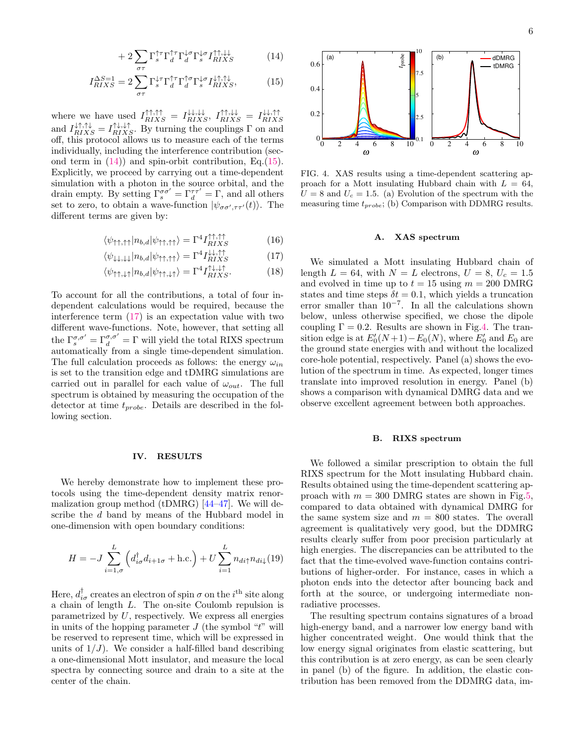$$+ 2\sum_{\sigma\tau} \Gamma_s^{\uparrow\tau}\Gamma_d^{\uparrow\tau}\Gamma_d^{\downarrow\sigma}\Gamma_s^{\downarrow\sigma} I_{RIXS}^{\uparrow\uparrow,\downarrow\downarrow} \tag{14}$$

$$I_{RIXS}^{\Delta S=1} = 2\sum_{\sigma\tau} \Gamma_s^{\downarrow\tau}\Gamma_d^{\uparrow\tau}\Gamma_d^{\uparrow\sigma}\Gamma_s^{\downarrow\sigma} I_{RIXS}^{\downarrow\uparrow,\uparrow\downarrow}, \tag{15}$$

where we have used $I_{RIXS}^{\uparrow\uparrow,\uparrow\uparrow} = I_{RIXS}^{\downarrow\downarrow,\downarrow\downarrow}$, $I_{RIXS}^{\uparrow\uparrow,\downarrow\downarrow} = I_{RIXS}^{\downarrow\downarrow,\uparrow\uparrow}$ and $I_{RIXS}^{\downarrow\uparrow,\uparrow\downarrow} = I_{RIXS}^{\uparrow\downarrow,\downarrow\uparrow}$. By turning the couplings $\Gamma$ on and off, this protocol allows us to measure each of the terms individually, including the interference contribution (second term in (14)) and spin-orbit contribution, Eq.(15). Explicitly, we proceed by carrying out a time-dependent simulation with a photon in the source orbital, and the drain empty. By setting $\Gamma_s^{\sigma\sigma'} = \Gamma_d^{\tau\tau'} = \Gamma$, and all others set to zero, to obtain a wave-function $|\psi_{\sigma\sigma',\tau\tau'}(t)\rangle$. The different terms are given by:

$$\langle\psi_{\uparrow\uparrow,\uparrow\uparrow}|n_{b,d}|\psi_{\uparrow\uparrow,\uparrow\uparrow}\rangle = \Gamma^4 I_{RIXS}^{\uparrow\uparrow,\uparrow\uparrow} \tag{16}$$

$$\langle\psi_{\downarrow\downarrow,\downarrow\downarrow}|n_{b,d}|\psi_{\uparrow\uparrow,\uparrow\uparrow}\rangle = \Gamma^4 I_{RIXS}^{\downarrow\downarrow,\uparrow\uparrow} \tag{17}$$

$$\langle\psi_{\uparrow\uparrow,\downarrow\uparrow}|n_{b,d}|\psi_{\uparrow\uparrow,\downarrow\uparrow}\rangle = \Gamma^4 I_{RIXS}^{\uparrow\downarrow,\downarrow\uparrow}. \tag{18}$$

To account for all the contributions, a total of four independent calculations would be required, because the interference term (17) is an expectation value with two different wave-functions. Note, however, that setting all the $\Gamma_s^{\sigma,\sigma'} = \Gamma_d^{\sigma,\sigma'} = \Gamma$ will yield the total RIXS spectrum automatically from a single time-dependent simulation. The full calculation proceeds as follows: the energy $\omega_{in}$ is set to the transition edge and tDMRG simulations are carried out in parallel for each value of $\omega_{out}$. The full spectrum is obtained by measuring the occupation of the detector at time $t_{probe}$. Details are described in the following section.

## IV. RESULTS

We hereby demonstrate how to implement these protocols using the time-dependent density matrix renormalization group method (tDMRG) [44–47]. We will describe the $d$ band by means of the Hubbard model in one-dimension with open boundary conditions:

$$H = -J\sum_{i=1,\sigma}^{L}\left(d_{i\sigma}^{\dagger}d_{i+1\sigma} + \text{h.c.}\right) + U\sum_{i=1}^{L} n_{di\uparrow}n_{di\downarrow} \tag{19}$$

Here, $d_{i\sigma}^{\dagger}$ creates an electron of spin $\sigma$ on the $i^{\text{th}}$ site along a chain of length $L$. The on-site Coulomb repulsion is parametrized by $U$, respectively. We express all energies in units of the hopping parameter $J$ (the symbol "$t$" will be reserved to represent time, which will be expressed in units of $1/J$). We consider a half-filled band describing a one-dimensional Mott insulator, and measure the local spectra by connecting source and drain to a site at the center of the chain.

(a)
$t_{probe}$
10
7.5
5
2.5
0.1
0.6
0.4
0.2
0
0 2 4 6 8 10
$\omega$

(b)
dDMRG
tDMRG
0 2 4 6 8 10
$\omega$

FIG. 4. XAS results using a time-dependent scattering approach for a Mott insulating Hubbard chain with $L = 64$, $U = 8$ and $U_c = 1.5$. (a) Evolution of the spectrum with the measuring time $t_{probe}$; (b) Comparison with DDMRG results.

### A. XAS spectrum

We simulated a Mott insulating Hubbard chain of length $L = 64$, with $N = L$ electrons, $U = 8$, $U_c = 1.5$ and evolved in time up to $t = 15$ using $m = 200$ DMRG states and time steps $\delta t = 0.1$, which yields a truncation error smaller than $10^{-7}$. In all the calculations shown below, unless otherwise specified, we chose the dipole coupling $\Gamma = 0.2$. Results are shown in Fig.4. The transition edge is at $E_0'(N+1) - E_0(N)$, where $E_0'$ and $E_0$ are the ground state energies with and without the localized core-hole potential, respectively. Panel (a) shows the evolution of the spectrum in time. As expected, longer times translate into improved resolution in energy. Panel (b) shows a comparison with dynamical DMRG data and we observe excellent agreement between both approaches.

### B. RIXS spectrum

We followed a similar prescription to obtain the full RIXS spectrum for the Mott insulating Hubbard chain. Results obtained using the time-dependent scattering approach with $m = 300$ DMRG states are shown in Fig.5, compared to data obtained with dynamical DMRG for the same system size and $m = 800$ states. The overall agreement is qualitatively very good, but the DDMRG results clearly suffer from poor precision particularly at high energies. The discrepancies can be attributed to the fact that the time-evolved wave-function contains contributions of higher-order. For instance, cases in which a photon ends into the detector after bouncing back and forth at the source, or undergoing intermediate non-radiative processes.

The resulting spectrum contains signatures of a broad high-energy band, and a narrower low energy band with higher concentrated weight. One would think that the low energy signal originates from elastic scattering, but this contribution is at zero energy, as can be seen clearly in panel (b) of the figure. In addition, the elastic contribution has been removed from the DDMRG data, im-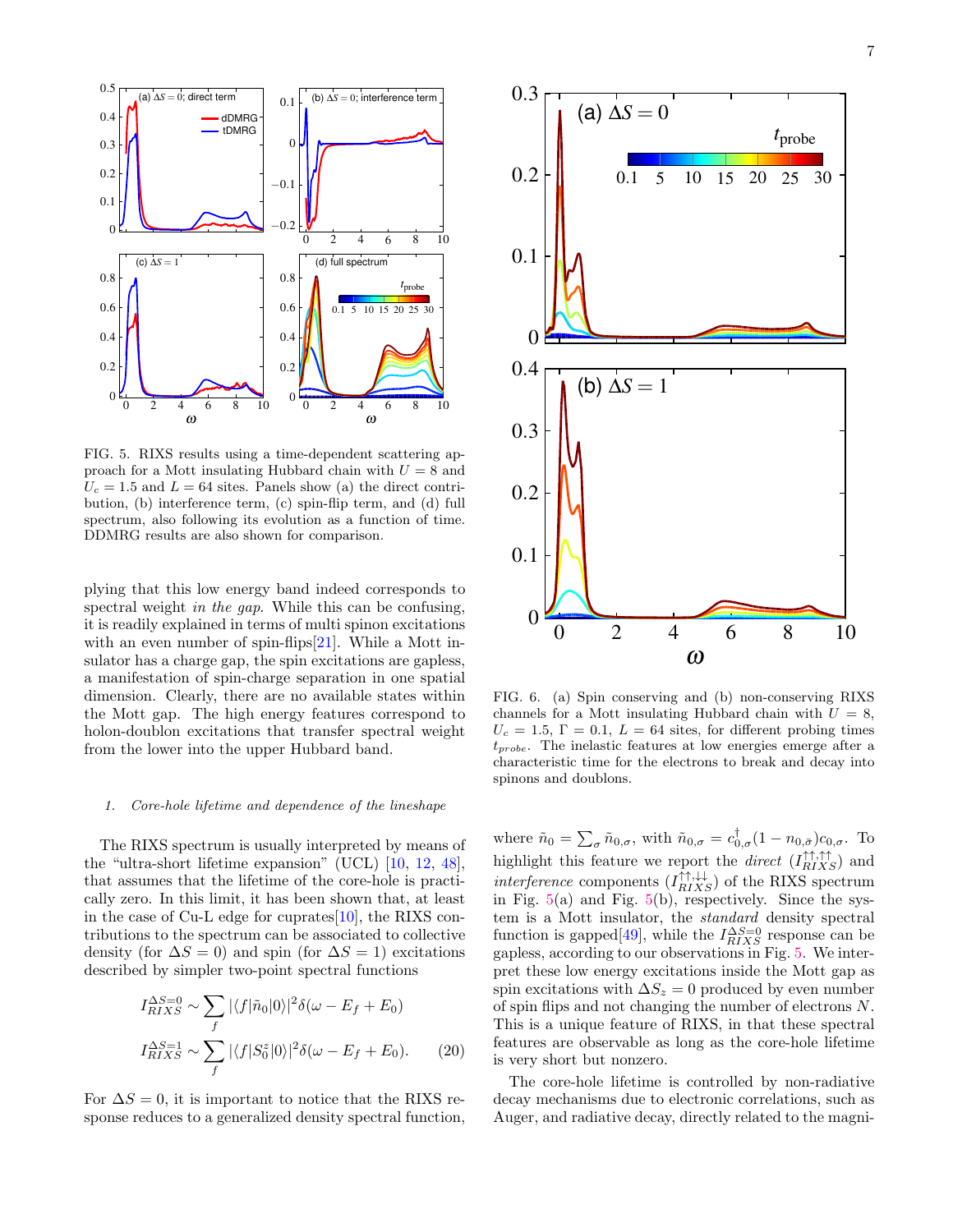(a) $\Delta S = 0$; direct term

dDMRG

tDMRG

(b) $\Delta S = 0$; interference term

(c) $\Delta S = 1$

(d) full spectrum

$t_{\rm probe}$

0.1 5 10 15 20 25 30

$\omega$

FIG. 5. RIXS results using a time-dependent scattering approach for a Mott insulating Hubbard chain with $U = 8$ and $U_c = 1.5$ and $L = 64$ sites. Panels show (a) the direct contribution, (b) interference term, (c) spin-flip term, and (d) full spectrum, also following its evolution as a function of time. DDMRG results are also shown for comparison.

(a) $\Delta S = 0$

$t_{\rm probe}$

0.1 5 10 15 20 25 30

(b) $\Delta S = 1$

$\omega$

FIG. 6. (a) Spin conserving and (b) non-conserving RIXS channels for a Mott insulating Hubbard chain with $U = 8$, $U_c = 1.5$, $\Gamma = 0.1$, $L = 64$ sites, for different probing times $t_{probe}$. The inelastic features at low energies emerge after a characteristic time for the electrons to break and decay into spinons and doublons.

plying that this low energy band indeed corresponds to spectral weight *in the gap*. While this can be confusing, it is readily explained in terms of multi spinon excitations with an even number of spin-flips[21]. While a Mott insulator has a charge gap, the spin excitations are gapless, a manifestation of spin-charge separation in one spatial dimension. Clearly, there are no available states within the Mott gap. The high energy features correspond to holon-doublon excitations that transfer spectral weight from the lower into the upper Hubbard band.

#### 1. Core-hole lifetime and dependence of the lineshape

The RIXS spectrum is usually interpreted by means of the "ultra-short lifetime expansion" (UCL) [10, 12, 48], that assumes that the lifetime of the core-hole is practically zero. In this limit, it has been shown that, at least in the case of Cu-L edge for cuprates[10], the RIXS contributions to the spectrum can be associated to collective density (for $\Delta S = 0$) and spin (for $\Delta S = 1$) excitations described by simpler two-point spectral functions

$$
\begin{aligned}
I_{RIXS}^{\Delta S=0} &\sim \sum_f |\langle f|\tilde{n}_0|0\rangle|^2 \delta(\omega - E_f + E_0) \\
I_{RIXS}^{\Delta S=1} &\sim \sum_f |\langle f|S_0^z|0\rangle|^2 \delta(\omega - E_f + E_0). \qquad (20)
\end{aligned}
$$

For $\Delta S = 0$, it is important to notice that the RIXS response reduces to a generalized density spectral function, where $\tilde{n}_0 = \sum_\sigma \tilde{n}_{0,\sigma}$, with $\tilde{n}_{0,\sigma} = c^\dagger_{0,\sigma}(1 - n_{0,\bar{\sigma}})c_{0,\sigma}$. To highlight this feature we report the *direct* ($I_{RIXS}^{\uparrow\uparrow,\uparrow\uparrow}$) and *interference* components ($I_{RIXS}^{\uparrow\uparrow,\downarrow\downarrow}$) of the RIXS spectrum in Fig. 5(a) and Fig. 5(b), respectively. Since the system is a Mott insulator, the *standard* density spectral function is gapped[49], while the $I_{RIXS}^{\Delta S=0}$ response can be gapless, according to our observations in Fig. 5. We interpret these low energy excitations inside the Mott gap as spin excitations with $\Delta S_z = 0$ produced by even number of spin flips and not changing the number of electrons $N$. This is a unique feature of RIXS, in that these spectral features are observable as long as the core-hole lifetime is very short but nonzero.

The core-hole lifetime is controlled by non-radiative decay mechanisms due to electronic correlations, such as Auger, and radiative decay, directly related to the magni-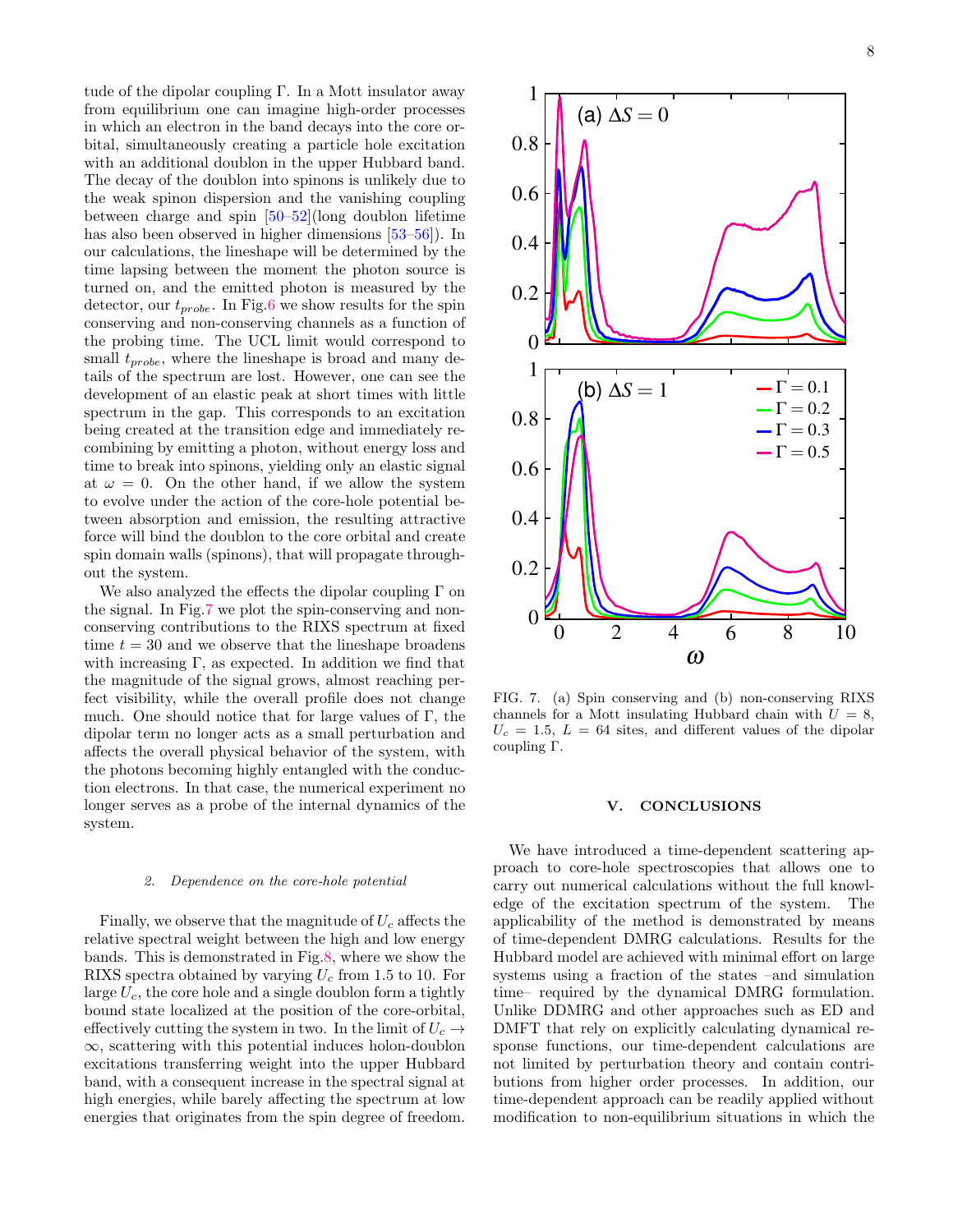tude of the dipolar coupling $\Gamma$. In a Mott insulator away from equilibrium one can imagine high-order processes in which an electron in the band decays into the core orbital, simultaneously creating a particle hole excitation with an additional doublon in the upper Hubbard band. The decay of the doublon into spinons is unlikely due to the weak spinon dispersion and the vanishing coupling between charge and spin [50–52](long doublon lifetime has also been observed in higher dimensions [53–56]). In our calculations, the lineshape will be determined by the time lapsing between the moment the photon source is turned on, and the emitted photon is measured by the detector, our $t_{probe}$. In Fig.6 we show results for the spin conserving and non-conserving channels as a function of the probing time. The UCL limit would correspond to small $t_{probe}$, where the lineshape is broad and many details of the spectrum are lost. However, one can see the development of an elastic peak at short times with little spectrum in the gap. This corresponds to an excitation being created at the transition edge and immediately recombining by emitting a photon, without energy loss and time to break into spinons, yielding only an elastic signal at $\omega = 0$. On the other hand, if we allow the system to evolve under the action of the core-hole potential between absorption and emission, the resulting attractive force will bind the doublon to the core orbital and create spin domain walls (spinons), that will propagate throughout the system.

We also analyzed the effects the dipolar coupling $\Gamma$ on the signal. In Fig.7 we plot the spin-conserving and non-conserving contributions to the RIXS spectrum at fixed time $t = 30$ and we observe that the lineshape broadens with increasing $\Gamma$, as expected. In addition we find that the magnitude of the signal grows, almost reaching perfect visibility, while the overall profile does not change much. One should notice that for large values of $\Gamma$, the dipolar term no longer acts as a small perturbation and affects the overall physical behavior of the system, with the photons becoming highly entangled with the conduction electrons. In that case, the numerical experiment no longer serves as a probe of the internal dynamics of the system.

#### 2. Dependence on the core-hole potential

Finally, we observe that the magnitude of $U_c$ affects the relative spectral weight between the high and low energy bands. This is demonstrated in Fig.8, where we show the RIXS spectra obtained by varying $U_c$ from 1.5 to 10. For large $U_c$, the core hole and a single doublon form a tightly bound state localized at the position of the core-orbital, effectively cutting the system in two. In the limit of $U_c \to \infty$, scattering with this potential induces holon-doublon excitations transferring weight into the upper Hubbard band, with a consequent increase in the spectral signal at high energies, while barely affecting the spectrum at low energies that originates from the spin degree of freedom.

(a) $\Delta S = 0$

(b) $\Delta S = 1$

$\Gamma = 0.1$
$\Gamma = 0.2$
$\Gamma = 0.3$
$\Gamma = 0.5$

0 0.2 0.4 0.6 0.8 1

0 2 4 6 8 10

$\omega$

FIG. 7. (a) Spin conserving and (b) non-conserving RIXS channels for a Mott insulating Hubbard chain with $U = 8$, $U_c = 1.5$, $L = 64$ sites, and different values of the dipolar coupling $\Gamma$.

## V. CONCLUSIONS

We have introduced a time-dependent scattering approach to core-hole spectroscopies that allows one to carry out numerical calculations without the full knowledge of the excitation spectrum of the system. The applicability of the method is demonstrated by means of time-dependent DMRG calculations. Results for the Hubbard model are achieved with minimal effort on large systems using a fraction of the states –and simulation time– required by the dynamical DMRG formulation. Unlike DDMRG and other approaches such as ED and DMFT that rely on explicitly calculating dynamical response functions, our time-dependent calculations are not limited by perturbation theory and contain contributions from higher order processes. In addition, our time-dependent approach can be readily applied without modification to non-equilibrium situations in which the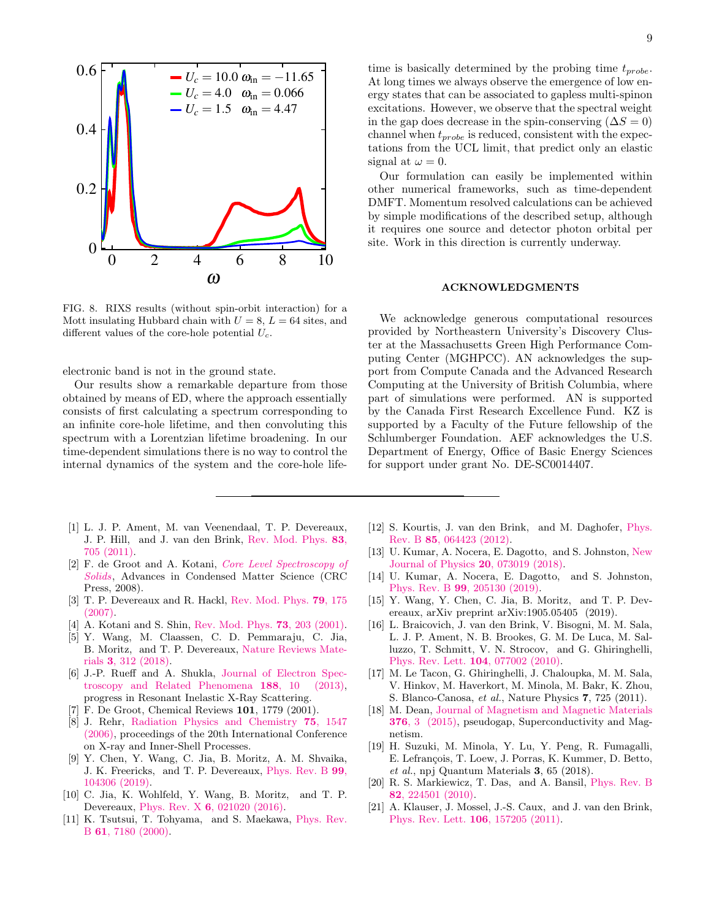0.6
0.4
0.2
0
0 2 4 6 8 10
$\omega$

$U_c = 10.0$ $\omega_{\rm in} = -11.65$
$U_c = 4.0$ $\omega_{\rm in} = 0.066$
$U_c = 1.5$ $\omega_{\rm in} = 4.47$

FIG. 8. RIXS results (without spin-orbit interaction) for a Mott insulating Hubbard chain with $U = 8$, $L = 64$ sites, and different values of the core-hole potential $U_c$.

electronic band is not in the ground state.

Our results show a remarkable departure from those obtained by means of ED, where the approach essentially consists of first calculating a spectrum corresponding to an infinite core-hole lifetime, and then convoluting this spectrum with a Lorentzian lifetime broadening. In our time-dependent simulations there is no way to control the internal dynamics of the system and the core-hole lifetime is basically determined by the probing time $t_{probe}$. At long times we always observe the emergence of low energy states that can be associated to gapless multi-spinon excitations. However, we observe that the spectral weight in the gap does decrease in the spin-conserving ($\Delta S = 0$) channel when $t_{probe}$ is reduced, consistent with the expectations from the UCL limit, that predict only an elastic signal at $\omega = 0$.

Our formulation can easily be implemented within other numerical frameworks, such as time-dependent DMFT. Momentum resolved calculations can be achieved by simple modifications of the described setup, although it requires one source and detector photon orbital per site. Work in this direction is currently underway.

## ACKNOWLEDGMENTS

We acknowledge generous computational resources provided by Northeastern University's Discovery Cluster at the Massachusetts Green High Performance Computing Center (MGHPCC). AN acknowledges the support from Compute Canada and the Advanced Research Computing at the University of British Columbia, where part of simulations were performed. AN is supported by the Canada First Research Excellence Fund. KZ is supported by a Faculty of the Future fellowship of the Schlumberger Foundation. AEF acknowledges the U.S. Department of Energy, Office of Basic Energy Sciences for support under grant No. DE-SC0014407.

---

[1] L. J. P. Ament, M. van Veenendaal, T. P. Devereaux, J. P. Hill, and J. van den Brink, Rev. Mod. Phys. **83**, 705 (2011).

[2] F. de Groot and A. Kotani, *Core Level Spectroscopy of Solids*, Advances in Condensed Matter Science (CRC Press, 2008).

[3] T. P. Devereaux and R. Hackl, Rev. Mod. Phys. **79**, 175 (2007).

[4] A. Kotani and S. Shin, Rev. Mod. Phys. **73**, 203 (2001).

[5] Y. Wang, M. Claassen, C. D. Pemmaraju, C. Jia, B. Moritz, and T. P. Devereaux, Nature Reviews Materials **3**, 312 (2018).

[6] J.-P. Rueff and A. Shukla, Journal of Electron Spectroscopy and Related Phenomena **188**, 10 (2013), progress in Resonant Inelastic X-Ray Scattering.

[7] F. De Groot, Chemical Reviews **101**, 1779 (2001).

[8] J. Rehr, Radiation Physics and Chemistry **75**, 1547 (2006), proceedings of the 20th International Conference on X-ray and Inner-Shell Processes.

[9] Y. Chen, Y. Wang, C. Jia, B. Moritz, A. M. Shvaika, J. K. Freericks, and T. P. Devereaux, Phys. Rev. B **99**, 104306 (2019).

[10] C. Jia, K. Wohlfeld, Y. Wang, B. Moritz, and T. P. Devereaux, Phys. Rev. X **6**, 021020 (2016).

[11] K. Tsutsui, T. Tohyama, and S. Maekawa, Phys. Rev. B **61**, 7180 (2000).

[12] S. Kourtis, J. van den Brink, and M. Daghofer, Phys. Rev. B **85**, 064423 (2012).

[13] U. Kumar, A. Nocera, E. Dagotto, and S. Johnston, New Journal of Physics **20**, 073019 (2018).

[14] U. Kumar, A. Nocera, E. Dagotto, and S. Johnston, Phys. Rev. B **99**, 205130 (2019).

[15] Y. Wang, Y. Chen, C. Jia, B. Moritz, and T. P. Devereaux, arXiv preprint arXiv:1905.05405 (2019).

[16] L. Braicovich, J. van den Brink, V. Bisogni, M. M. Sala, L. J. P. Ament, N. B. Brookes, G. M. De Luca, M. Salluzzo, T. Schmitt, V. N. Strocov, and G. Ghiringhelli, Phys. Rev. Lett. **104**, 077002 (2010).

[17] M. Le Tacon, G. Ghiringhelli, J. Chaloupka, M. M. Sala, V. Hinkov, M. Haverkort, M. Minola, M. Bakr, K. Zhou, S. Blanco-Canosa, *et al.*, Nature Physics **7**, 725 (2011).

[18] M. Dean, Journal of Magnetism and Magnetic Materials **376**, 3 (2015), pseudogap, Superconductivity and Magnetism.

[19] H. Suzuki, M. Minola, Y. Lu, Y. Peng, R. Fumagalli, E. Lefrançois, T. Loew, J. Porras, K. Kummer, D. Betto, *et al.*, npj Quantum Materials **3**, 65 (2018).

[20] R. S. Markiewicz, T. Das, and A. Bansil, Phys. Rev. B **82**, 224501 (2010).

[21] A. Klauser, J. Mossel, J.-S. Caux, and J. van den Brink, Phys. Rev. Lett. **106**, 157205 (2011).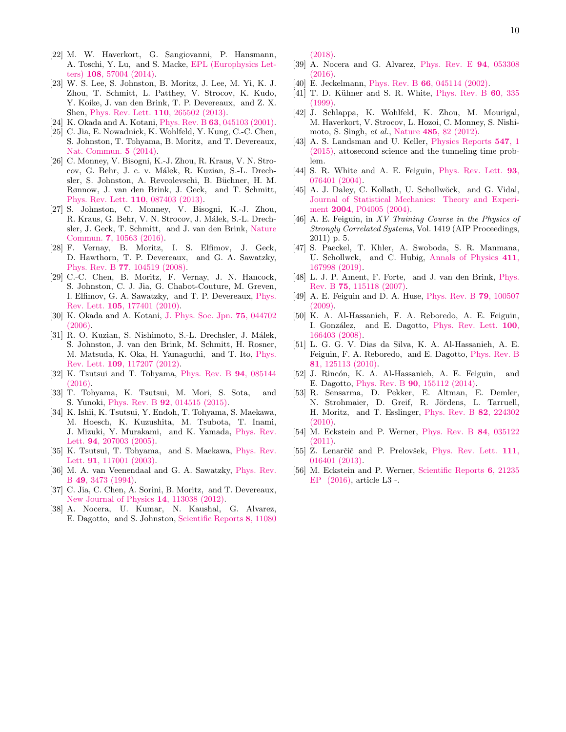[22] M. W. Haverkort, G. Sangiovanni, P. Hansmann, A. Toschi, Y. Lu, and S. Macke, EPL (Europhysics Letters) **108**, 57004 (2014).

[23] W. S. Lee, S. Johnston, B. Moritz, J. Lee, M. Yi, K. J. Zhou, T. Schmitt, L. Patthey, V. Strocov, K. Kudo, Y. Koike, J. van den Brink, T. P. Devereaux, and Z. X. Shen, Phys. Rev. Lett. **110**, 265502 (2013).

[24] K. Okada and A. Kotani, Phys. Rev. B **63**, 045103 (2001).

[25] C. Jia, E. Nowadnick, K. Wohlfeld, Y. Kung, C.-C. Chen, S. Johnston, T. Tohyama, B. Moritz, and T. Devereaux, Nat. Commun. **5** (2014).

[26] C. Monney, V. Bisogni, K.-J. Zhou, R. Kraus, V. N. Strocov, G. Behr, J. c. v. Málek, R. Kuzian, S.-L. Drechsler, S. Johnston, A. Revcolevschi, B. Büchner, H. M. Rønnow, J. van den Brink, J. Geck, and T. Schmitt, Phys. Rev. Lett. **110**, 087403 (2013).

[27] S. Johnston, C. Monney, V. Bisogni, K.-J. Zhou, R. Kraus, G. Behr, V. N. Strocov, J. Málek, S.-L. Drechsler, J. Geck, T. Schmitt, and J. van den Brink, Nature Commun. **7**, 10563 (2016).

[28] F. Vernay, B. Moritz, I. S. Elfimov, J. Geck, D. Hawthorn, T. P. Devereaux, and G. A. Sawatzky, Phys. Rev. B **77**, 104519 (2008).

[29] C.-C. Chen, B. Moritz, F. Vernay, J. N. Hancock, S. Johnston, C. J. Jia, G. Chabot-Couture, M. Greven, I. Elfimov, G. A. Sawatzky, and T. P. Devereaux, Phys. Rev. Lett. **105**, 177401 (2010).

[30] K. Okada and A. Kotani, J. Phys. Soc. Jpn. **75**, 044702 (2006).

[31] R. O. Kuzian, S. Nishimoto, S.-L. Drechsler, J. Málek, S. Johnston, J. van den Brink, M. Schmitt, H. Rosner, M. Matsuda, K. Oka, H. Yamaguchi, and T. Ito, Phys. Rev. Lett. **109**, 117207 (2012).

[32] K. Tsutsui and T. Tohyama, Phys. Rev. B **94**, 085144 (2016).

[33] T. Tohyama, K. Tsutsui, M. Mori, S. Sota, and S. Yunoki, Phys. Rev. B **92**, 014515 (2015).

[34] K. Ishii, K. Tsutsui, Y. Endoh, T. Tohyama, S. Maekawa, M. Hoesch, K. Kuzushita, M. Tsubota, T. Inami, J. Mizuki, Y. Murakami, and K. Yamada, Phys. Rev. Lett. **94**, 207003 (2005).

[35] K. Tsutsui, T. Tohyama, and S. Maekawa, Phys. Rev. Lett. **91**, 117001 (2003).

[36] M. A. van Veenendaal and G. A. Sawatzky, Phys. Rev. B **49**, 3473 (1994).

[37] C. Jia, C. Chen, A. Sorini, B. Moritz, and T. Devereaux, New Journal of Physics **14**, 113038 (2012).

[38] A. Nocera, U. Kumar, N. Kaushal, G. Alvarez, E. Dagotto, and S. Johnston, Scientific Reports **8**, 11080 (2018).

[39] A. Nocera and G. Alvarez, Phys. Rev. E **94**, 053308 (2016).

[40] E. Jeckelmann, Phys. Rev. B **66**, 045114 (2002).

[41] T. D. Kühner and S. R. White, Phys. Rev. B **60**, 335 (1999).

[42] J. Schlappa, K. Wohlfeld, K. Zhou, M. Mourigal, M. Haverkort, V. Strocov, L. Hozoi, C. Monney, S. Nishimoto, S. Singh, *et al.*, Nature **485**, 82 (2012).

[43] A. S. Landsman and U. Keller, Physics Reports **547**, 1 (2015), attosecond science and the tunneling time problem.

[44] S. R. White and A. E. Feiguin, Phys. Rev. Lett. **93**, 076401 (2004).

[45] A. J. Daley, C. Kollath, U. Schollwöck, and G. Vidal, Journal of Statistical Mechanics: Theory and Experiment **2004**, P04005 (2004).

[46] A. E. Feiguin, in *XV Training Course in the Physics of Strongly Correlated Systems*, Vol. 1419 (AIP Proceedings, 2011) p. 5.

[47] S. Paeckel, T. Khler, A. Swoboda, S. R. Manmana, U. Schollwck, and C. Hubig, Annals of Physics **411**, 167998 (2019).

[48] L. J. P. Ament, F. Forte, and J. van den Brink, Phys. Rev. B **75**, 115118 (2007).

[49] A. E. Feiguin and D. A. Huse, Phys. Rev. B **79**, 100507 (2009).

[50] K. A. Al-Hassanieh, F. A. Reboredo, A. E. Feiguin, I. González, and E. Dagotto, Phys. Rev. Lett. **100**, 166403 (2008).

[51] L. G. G. V. Dias da Silva, K. A. Al-Hassanieh, A. E. Feiguin, F. A. Reboredo, and E. Dagotto, Phys. Rev. B **81**, 125113 (2010).

[52] J. Rincón, K. A. Al-Hassanieh, A. E. Feiguin, and E. Dagotto, Phys. Rev. B **90**, 155112 (2014).

[53] R. Sensarma, D. Pekker, E. Altman, E. Demler, N. Strohmaier, D. Greif, R. Jördens, L. Tarruell, H. Moritz, and T. Esslinger, Phys. Rev. B **82**, 224302 (2010).

[54] M. Eckstein and P. Werner, Phys. Rev. B **84**, 035122 (2011).

[55] Z. Lenarčič and P. Prelovšek, Phys. Rev. Lett. **111**, 016401 (2013).

[56] M. Eckstein and P. Werner, Scientific Reports **6**, 21235 EP (2016), article L3 -.